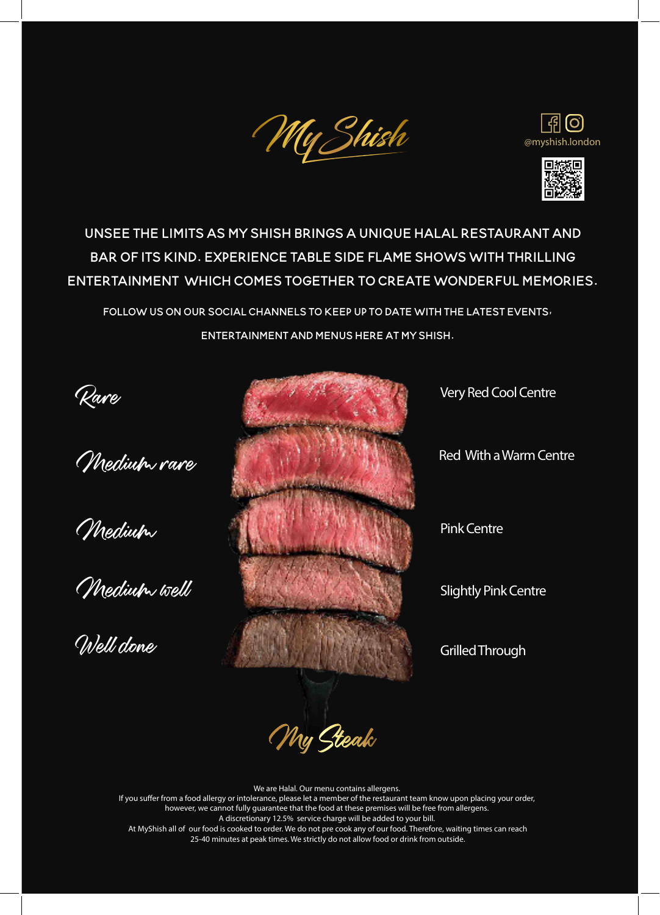# My Shish

@myshish.london

UNSEE THE LIMITS AS MY SHISH BRINGS A UNIQUE HALAL RESTAURANT AND BAR OF ITS KIND. EXPERIENCE TABLE SIDE FLAME SHOWS WITH THRILLING ENTERTAINMENT WHICH COMES TOGETHER TO CREATE WONDERFUL MEMORIES.

FOLLOW US ON OUR SOCIAL CHANNELS TO KEEP UP TO DATE WITH THE LATEST EVENTS, ENTERTAINMENT AND MENUS HERE AT MY SHISH.

| | |
|---|---|
| *Rare* | Very Red Cool Centre |
| *Medium rare* | Red With a Warm Centre |
| *Medium* | Pink Centre |
| *Medium well* | Slightly Pink Centre |
| *Well done* | Grilled Through |

## My Steak

We are Halal. Our menu contains allergens.
If you suffer from a food allergy or intolerance, please let a member of the restaurant team know upon placing your order, however, we cannot fully guarantee that the food at these premises will be free from allergens.
A discretionary 12.5% service charge will be added to your bill.
At MyShish all of our food is cooked to order. We do not pre cook any of our food. Therefore, waiting times can reach 25-40 minutes at peak times. We strictly do not allow food or drink from outside.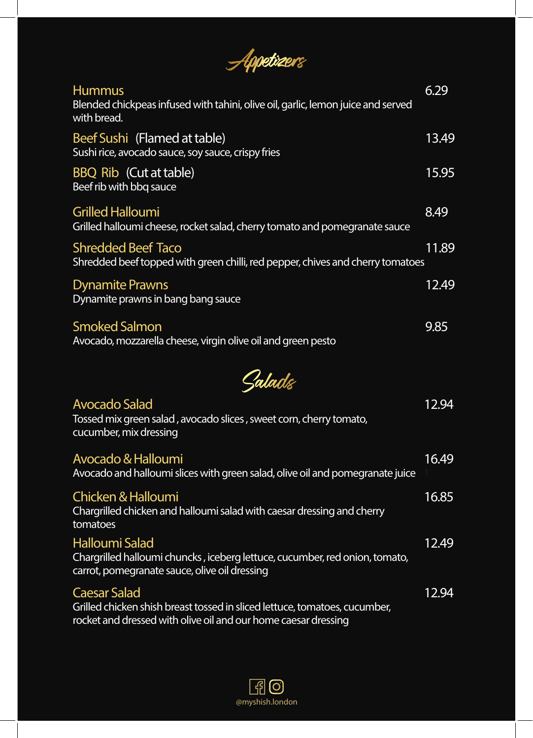# Appetizers

**Hummus** 6.29
Blended chickpeas infused with tahini, olive oil, garlic, lemon juice and served with bread.

**Beef Sushi** (Flamed at table) 13.49
Sushi rice, avocado sauce, soy sauce, crispy fries

**BBQ Rib** (Cut at table) 15.95
Beef rib with bbq sauce

**Grilled Halloumi** 8.49
Grilled halloumi cheese, rocket salad, cherry tomato and pomegranate sauce

**Shredded Beef Taco** 11.89
Shredded beef topped with green chilli, red pepper, chives and cherry tomatoes

**Dynamite Prawns** 12.49
Dynamite prawns in bang bang sauce

**Smoked Salmon** 9.85
Avocado, mozzarella cheese, virgin olive oil and green pesto

# Salads

**Avocado Salad** 12.94
Tossed mix green salad , avocado slices , sweet corn, cherry tomato, cucumber, mix dressing

**Avocado & Halloumi** 16.49
Avocado and halloumi slices with green salad, olive oil and pomegranate juice

**Chicken & Halloumi** 16.85
Chargrilled chicken and halloumi salad with caesar dressing and cherry tomatoes

**Halloumi Salad** 12.49
Chargrilled halloumi chuncks , iceberg lettuce, cucumber, red onion, tomato, carrot, pomegranate sauce, olive oil dressing

**Caesar Salad** 12.94
Grilled chicken shish breast tossed in sliced lettuce, tomatoes, cucumber, rocket and dressed with olive oil and our home caesar dressing

@myshish.london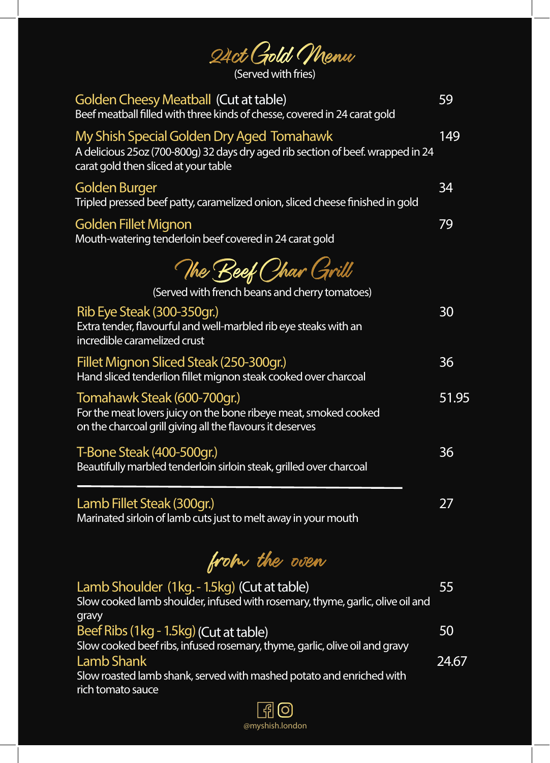# 24ct Gold Menu

(Served with fries)

**Golden Cheesy Meatball** (Cut at table) — 59
Beef meatball filled with three kinds of chesse, covered in 24 carat gold

**My Shish Special Golden Dry Aged Tomahawk** — 149
A delicious 25oz (700-800g) 32 days dry aged rib section of beef. wrapped in 24 carat gold then sliced at your table

**Golden Burger** — 34
Tripled pressed beef patty, caramelized onion, sliced cheese finished in gold

**Golden Fillet Mignon** — 79
Mouth-watering tenderloin beef covered in 24 carat gold

# The Beef Char Grill

(Served with french beans and cherry tomatoes)

**Rib Eye Steak (300-350gr.)** — 30
Extra tender, flavourful and well-marbled rib eye steaks with an incredible caramelized crust

**Fillet Mignon Sliced Steak (250-300gr.)** — 36
Hand sliced tenderlion fillet mignon steak cooked over charcoal

**Tomahawk Steak (600-700gr.)** — 51.95
For the meat lovers juicy on the bone ribeye meat, smoked cooked on the charcoal grill giving all the flavours it deserves

**T-Bone Steak (400-500gr.)** — 36
Beautifully marbled tenderloin sirloin steak, grilled over charcoal

---

**Lamb Fillet Steak (300gr.)** — 27
Marinated sirloin of lamb cuts just to melt away in your mouth

# from the oven

**Lamb Shoulder (1kg. - 1.5kg)** (Cut at table) — 55
Slow cooked lamb shoulder, infused with rosemary, thyme, garlic, olive oil and gravy

**Beef Ribs (1kg - 1.5kg)** (Cut at table) — 50
Slow cooked beef ribs, infused rosemary, thyme, garlic, olive oil and gravy

**Lamb Shank** — 24.67
Slow roasted lamb shank, served with mashed potato and enriched with rich tomato sauce

@myshish.london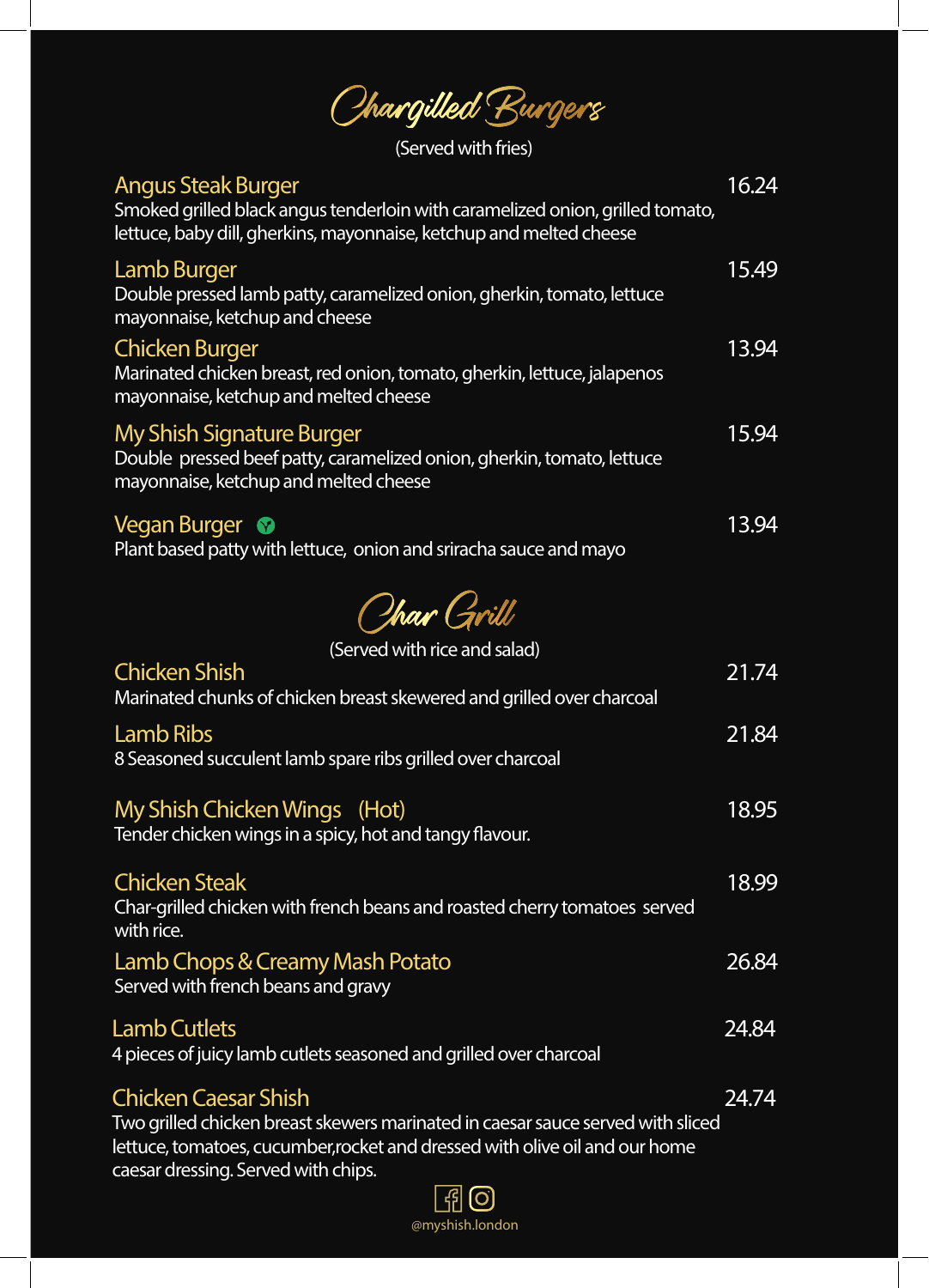# Chargilled Burgers

(Served with fries)

**Angus Steak Burger** — 16.24
Smoked grilled black angus tenderloin with caramelized onion, grilled tomato, lettuce, baby dill, gherkins, mayonnaise, ketchup and melted cheese

**Lamb Burger** — 15.49
Double pressed lamb patty, caramelized onion, gherkin, tomato, lettuce mayonnaise, ketchup and cheese

**Chicken Burger** — 13.94
Marinated chicken breast, red onion, tomato, gherkin, lettuce, jalapenos mayonnaise, ketchup and melted cheese

**My Shish Signature Burger** — 15.94
Double pressed beef patty, caramelized onion, gherkin, tomato, lettuce mayonnaise, ketchup and melted cheese

**Vegan Burger** — 13.94
Plant based patty with lettuce, onion and sriracha sauce and mayo

# Char Grill

(Served with rice and salad)

**Chicken Shish** — 21.74
Marinated chunks of chicken breast skewered and grilled over charcoal

**Lamb Ribs** — 21.84
8 Seasoned succulent lamb spare ribs grilled over charcoal

**My Shish Chicken Wings (Hot)** — 18.95
Tender chicken wings in a spicy, hot and tangy flavour.

**Chicken Steak** — 18.99
Char-grilled chicken with french beans and roasted cherry tomatoes served with rice.

**Lamb Chops & Creamy Mash Potato** — 26.84
Served with french beans and gravy

**Lamb Cutlets** — 24.84
4 pieces of juicy lamb cutlets seasoned and grilled over charcoal

**Chicken Caesar Shish** — 24.74
Two grilled chicken breast skewers marinated in caesar sauce served with sliced lettuce, tomatoes, cucumber,rocket and dressed with olive oil and our home caesar dressing. Served with chips.

@myshish.london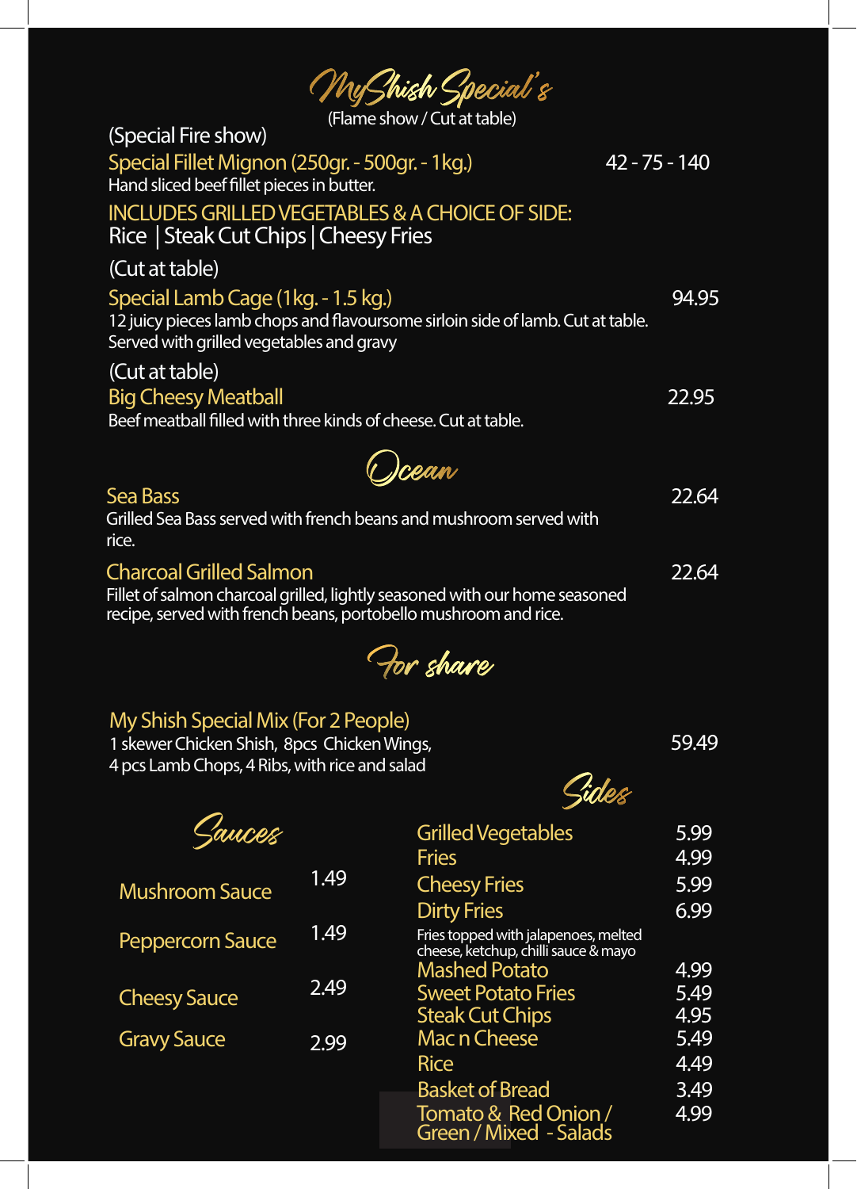# MyShish Special's

(Flame show / Cut at table)

(Special Fire show)

**Special Fillet Mignon (250gr. - 500gr. - 1kg.)** 42 - 75 - 140
Hand sliced beef fillet pieces in butter.

INCLUDES GRILLED VEGETABLES & A CHOICE OF SIDE:
Rice | Steak Cut Chips | Cheesy Fries

(Cut at table)

**Special Lamb Cage (1kg. - 1.5 kg.)** 94.95
12 juicy pieces lamb chops and flavoursome sirloin side of lamb. Cut at table.
Served with grilled vegetables and gravy

(Cut at table)

**Big Cheesy Meatball** 22.95
Beef meatball filled with three kinds of cheese. Cut at table.

## Ocean

**Sea Bass** 22.64
Grilled Sea Bass served with french beans and mushroom served with rice.

**Charcoal Grilled Salmon** 22.64
Fillet of salmon charcoal grilled, lightly seasoned with our home seasoned recipe, served with french beans, portobello mushroom and rice.

## For share

**My Shish Special Mix (For 2 People)** 59.49
1 skewer Chicken Shish, 8pcs Chicken Wings,
4 pcs Lamb Chops, 4 Ribs, with rice and salad

## Sauces

| | |
|---|---|
| Mushroom Sauce | 1.49 |
| Peppercorn Sauce | 1.49 |
| Cheesy Sauce | 2.49 |
| Gravy Sauce | 2.99 |

## Sides

| | |
|---|---|
| Grilled Vegetables | 5.99 |
| Fries | 4.99 |
| Cheesy Fries | 5.99 |
| Dirty Fries<br>Fries topped with jalapenoes, melted cheese, ketchup, chilli sauce & mayo | 6.99 |
| Mashed Potato | 4.99 |
| Sweet Potato Fries | 5.49 |
| Steak Cut Chips | 4.95 |
| Mac n Cheese | 5.49 |
| Rice | 4.49 |
| Basket of Bread | 3.49 |
| Tomato & Red Onion / Green / Mixed - Salads | 4.99 |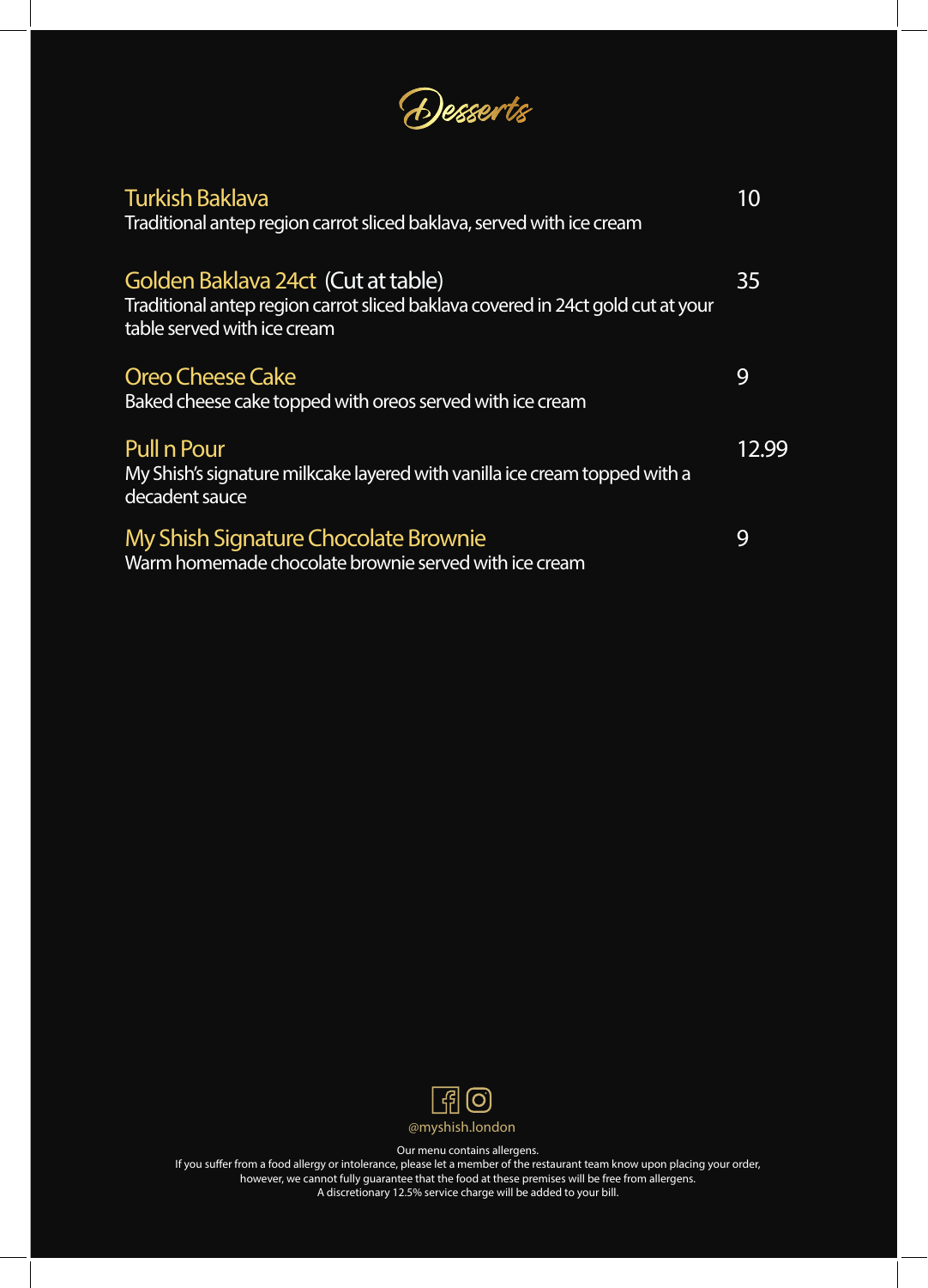# Desserts

**Turkish Baklava** 10
Traditional antep region carrot sliced baklava, served with ice cream

**Golden Baklava 24ct** (Cut at table) 35
Traditional antep region carrot sliced baklava covered in 24ct gold cut at your table served with ice cream

**Oreo Cheese Cake** 9
Baked cheese cake topped with oreos served with ice cream

**Pull n Pour** 12.99
My Shish's signature milkcake layered with vanilla ice cream topped with a decadent sauce

**My Shish Signature Chocolate Brownie** 9
Warm homemade chocolate brownie served with ice cream

@myshish.london

Our menu contains allergens.
If you suffer from a food allergy or intolerance, please let a member of the restaurant team know upon placing your order, however, we cannot fully guarantee that the food at these premises will be free from allergens.
A discretionary 12.5% service charge will be added to your bill.